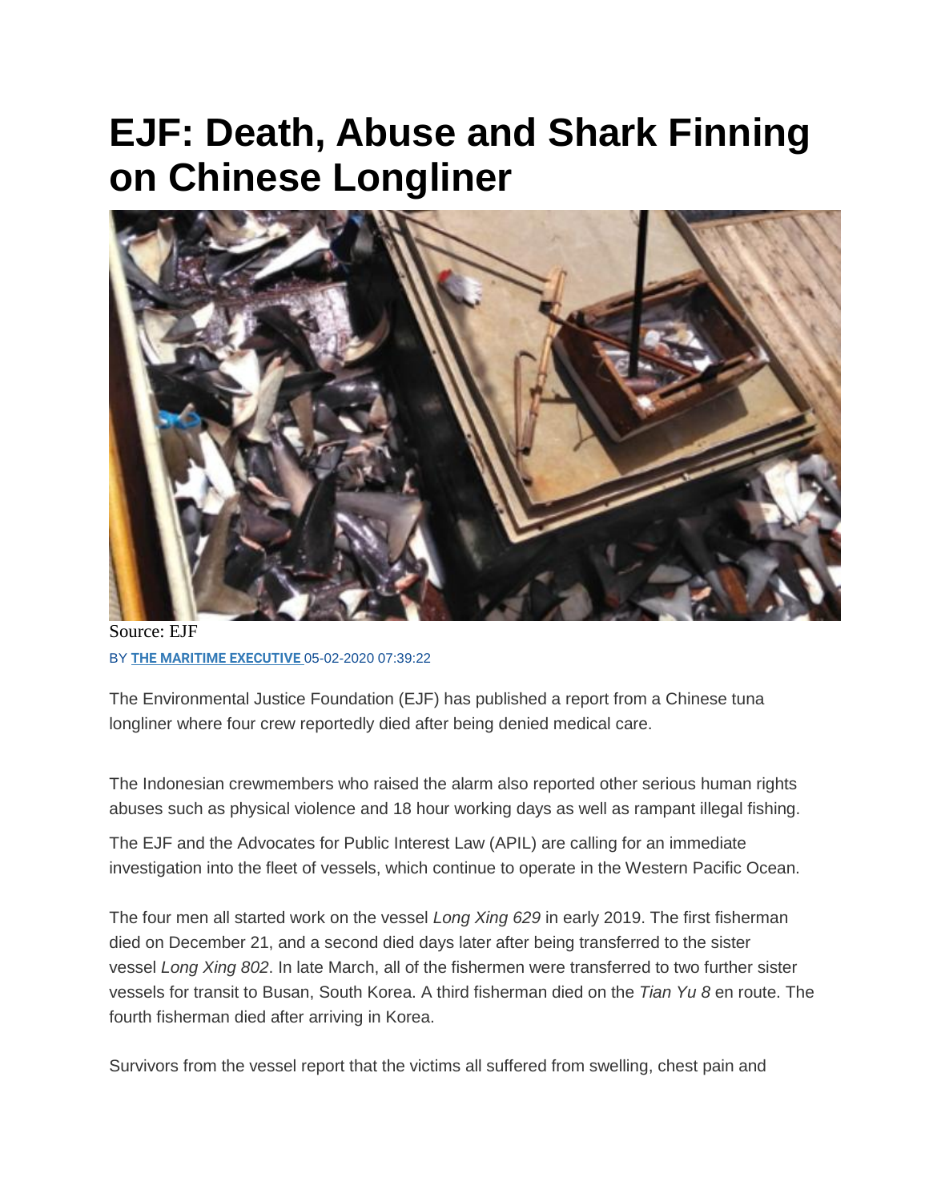# EJF: Death, Abuse and Shark Finning on Chinese Longliner

Source: EJF

BY **THE MARITIME EXECUTIVE** 05-02-2020 07:39:22

The Environmental Justice Foundation (EJF) has published a report from a Chinese tuna longliner where four crew reportedly died after being denied medical care.

The Indonesian crewmembers who raised the alarm also reported other serious human rights abuses such as physical violence and 18 hour working days as well as rampant illegal fishing.

The EJF and the Advocates for Public Interest Law (APIL) are calling for an immediate investigation into the fleet of vessels, which continue to operate in the Western Pacific Ocean.

The four men all started work on the vessel *Long Xing 629* in early 2019. The first fisherman died on December 21, and a second died days later after being transferred to the sister vessel *Long Xing 802*. In late March, all of the fishermen were transferred to two further sister vessels for transit to Busan, South Korea. A third fisherman died on the *Tian Yu 8* en route. The fourth fisherman died after arriving in Korea.

Survivors from the vessel report that the victims all suffered from swelling, chest pain and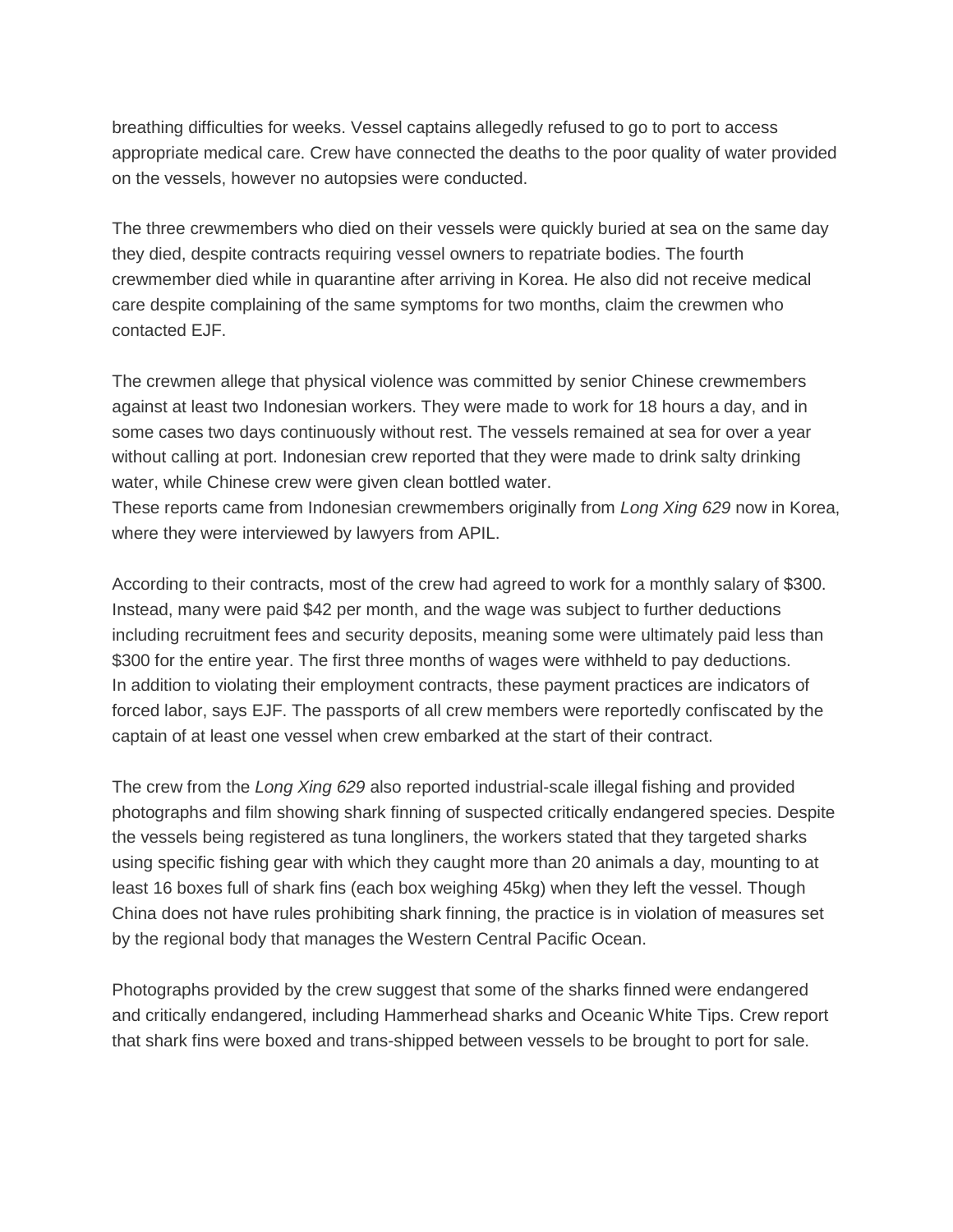breathing difficulties for weeks. Vessel captains allegedly refused to go to port to access appropriate medical care. Crew have connected the deaths to the poor quality of water provided on the vessels, however no autopsies were conducted.

The three crewmembers who died on their vessels were quickly buried at sea on the same day they died, despite contracts requiring vessel owners to repatriate bodies. The fourth crewmember died while in quarantine after arriving in Korea. He also did not receive medical care despite complaining of the same symptoms for two months, claim the crewmen who contacted EJF.

The crewmen allege that physical violence was committed by senior Chinese crewmembers against at least two Indonesian workers. They were made to work for 18 hours a day, and in some cases two days continuously without rest. The vessels remained at sea for over a year without calling at port. Indonesian crew reported that they were made to drink salty drinking water, while Chinese crew were given clean bottled water.
These reports came from Indonesian crewmembers originally from *Long Xing 629* now in Korea, where they were interviewed by lawyers from APIL.

According to their contracts, most of the crew had agreed to work for a monthly salary of $300. Instead, many were paid $42 per month, and the wage was subject to further deductions including recruitment fees and security deposits, meaning some were ultimately paid less than $300 for the entire year. The first three months of wages were withheld to pay deductions.
In addition to violating their employment contracts, these payment practices are indicators of forced labor, says EJF. The passports of all crew members were reportedly confiscated by the captain of at least one vessel when crew embarked at the start of their contract.

The crew from the *Long Xing 629* also reported industrial-scale illegal fishing and provided photographs and film showing shark finning of suspected critically endangered species. Despite the vessels being registered as tuna longliners, the workers stated that they targeted sharks using specific fishing gear with which they caught more than 20 animals a day, mounting to at least 16 boxes full of shark fins (each box weighing 45kg) when they left the vessel. Though China does not have rules prohibiting shark finning, the practice is in violation of measures set by the regional body that manages the Western Central Pacific Ocean.

Photographs provided by the crew suggest that some of the sharks finned were endangered and critically endangered, including Hammerhead sharks and Oceanic White Tips. Crew report that shark fins were boxed and trans-shipped between vessels to be brought to port for sale.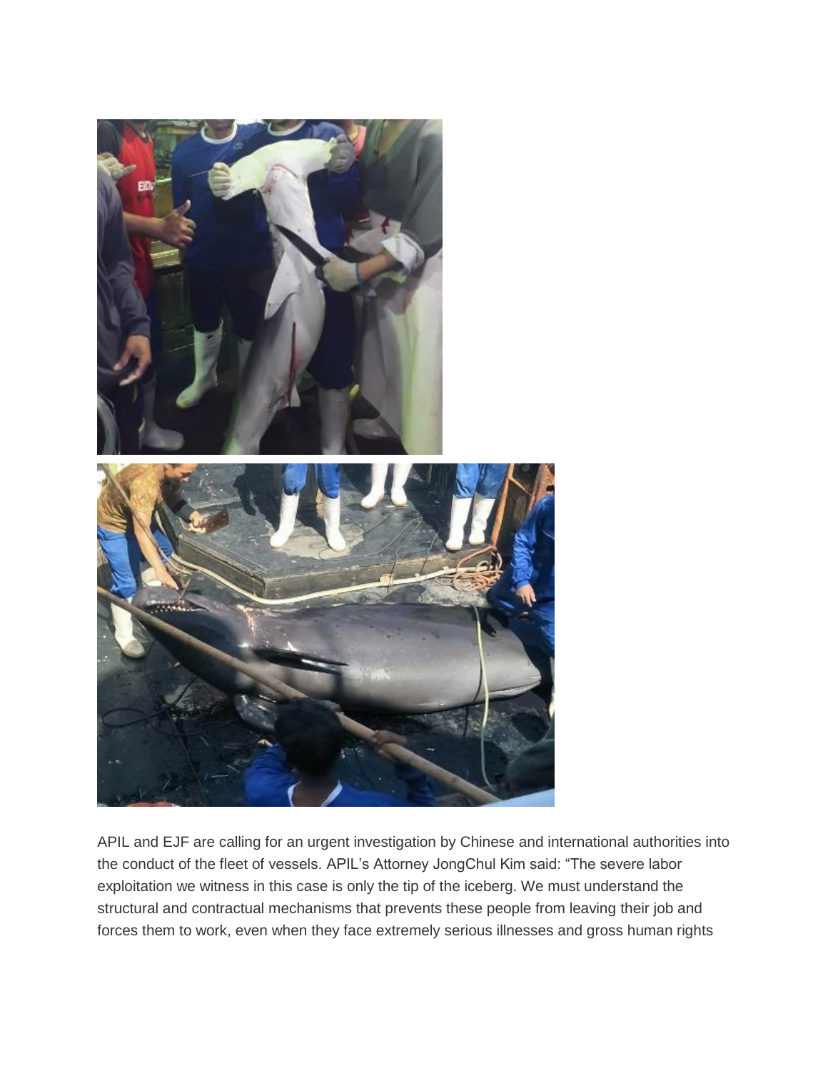APIL and EJF are calling for an urgent investigation by Chinese and international authorities into the conduct of the fleet of vessels. APIL's Attorney JongChul Kim said: "The severe labor exploitation we witness in this case is only the tip of the iceberg. We must understand the structural and contractual mechanisms that prevents these people from leaving their job and forces them to work, even when they face extremely serious illnesses and gross human rights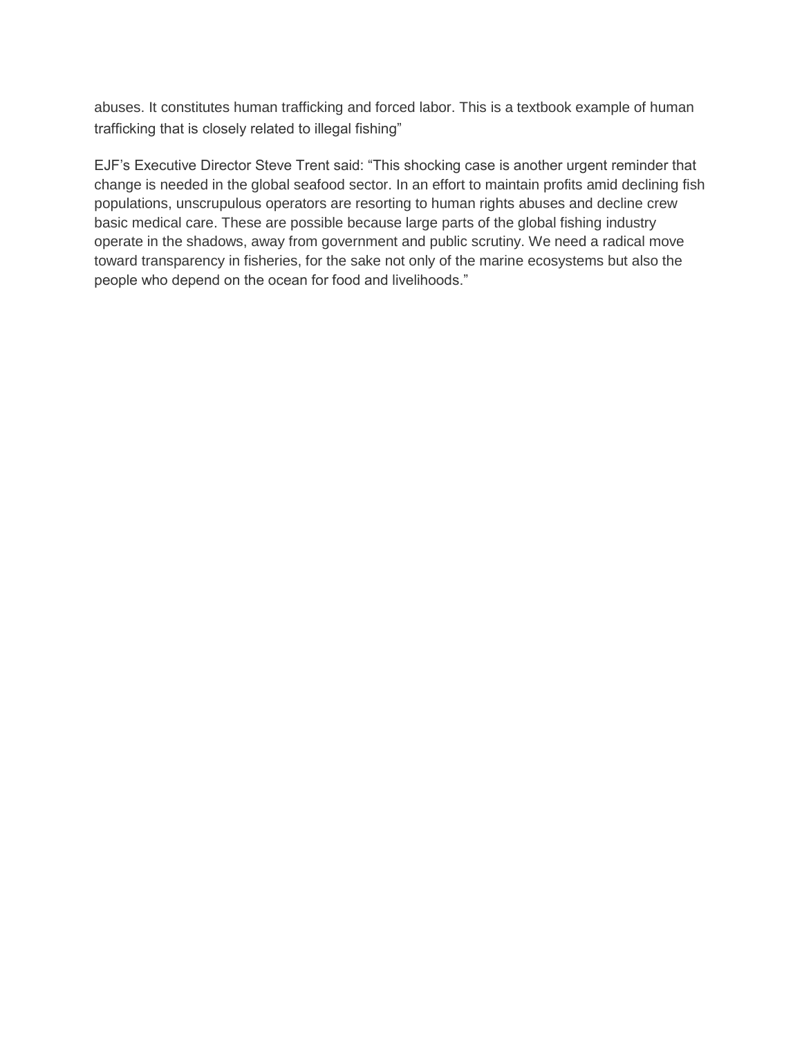abuses. It constitutes human trafficking and forced labor. This is a textbook example of human trafficking that is closely related to illegal fishing"

EJF's Executive Director Steve Trent said: "This shocking case is another urgent reminder that change is needed in the global seafood sector. In an effort to maintain profits amid declining fish populations, unscrupulous operators are resorting to human rights abuses and decline crew basic medical care. These are possible because large parts of the global fishing industry operate in the shadows, away from government and public scrutiny. We need a radical move toward transparency in fisheries, for the sake not only of the marine ecosystems but also the people who depend on the ocean for food and livelihoods."